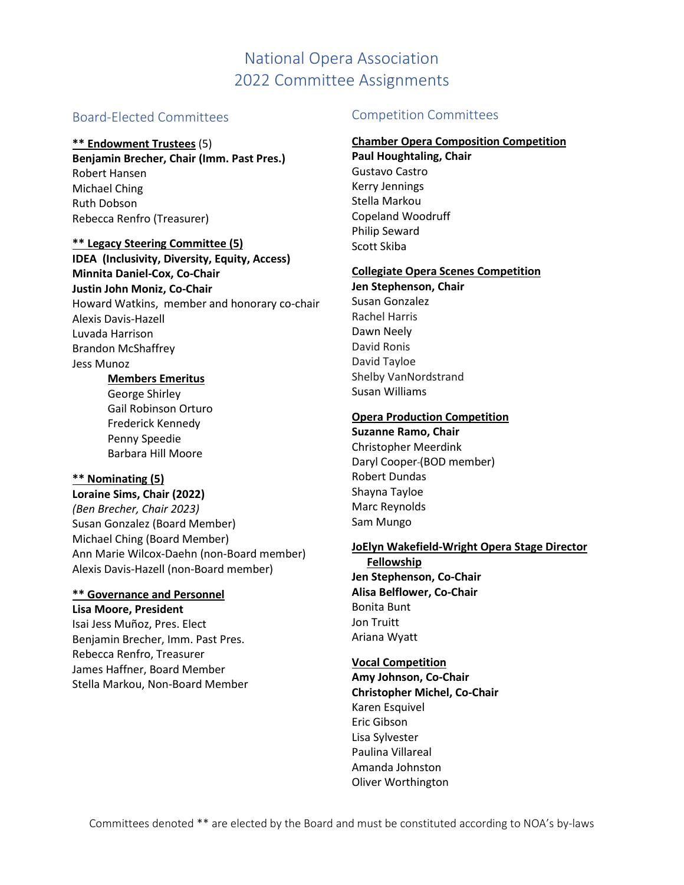# National Opera Association
# 2022 Committee Assignments

## Board-Elected Committees

**<u>** Endowment Trustees</u>** (5)
**Benjamin Brecher, Chair (Imm. Past Pres.)**
Robert Hansen
Michael Ching
Ruth Dobson
Rebecca Renfro (Treasurer)

**<u>** Legacy Steering Committee (5)</u>**
**IDEA (Inclusivity, Diversity, Equity, Access)**
**Minnita Daniel-Cox, Co-Chair**
**Justin John Moniz, Co-Chair**
Howard Watkins, member and honorary co-chair
Alexis Davis-Hazell
Luvada Harrison
Brandon McShaffrey
Jess Munoz

**<u>Members Emeritus</u>**
George Shirley
Gail Robinson Orturo
Frederick Kennedy
Penny Speedie
Barbara Hill Moore

**<u>** Nominating (5)</u>**
**Loraine Sims, Chair (2022)**
*(Ben Brecher, Chair 2023)*
Susan Gonzalez (Board Member)
Michael Ching (Board Member)
Ann Marie Wilcox-Daehn (non-Board member)
Alexis Davis-Hazell (non-Board member)

**<u>** Governance and Personnel</u>**
**Lisa Moore, President**
Isai Jess Muñoz, Pres. Elect
Benjamin Brecher, Imm. Past Pres.
Rebecca Renfro, Treasurer
James Haffner, Board Member
Stella Markou, Non-Board Member

## Competition Committees

**<u>Chamber Opera Composition Competition</u>**
**Paul Houghtaling, Chair**
Gustavo Castro
Kerry Jennings
Stella Markou
Copeland Woodruff
Philip Seward
Scott Skiba

**<u>Collegiate Opera Scenes Competition</u>**
**Jen Stephenson, Chair**
Susan Gonzalez
Rachel Harris
Dawn Neely
David Ronis
David Tayloe
Shelby VanNordstrand
Susan Williams

**<u>Opera Production Competition</u>**
**Suzanne Ramo, Chair**
Christopher Meerdink
Daryl Cooper-(BOD member)
Robert Dundas
Shayna Tayloe
Marc Reynolds
Sam Mungo

**<u>JoElyn Wakefield-Wright Opera Stage Director Fellowship</u>**
**Jen Stephenson, Co-Chair**
**Alisa Belflower, Co-Chair**
Bonita Bunt
Jon Truitt
Ariana Wyatt

**<u>Vocal Competition</u>**
**Amy Johnson, Co-Chair**
**Christopher Michel, Co-Chair**
Karen Esquivel
Eric Gibson
Lisa Sylvester
Paulina Villareal
Amanda Johnston
Oliver Worthington

Committees denoted ** are elected by the Board and must be constituted according to NOA's by-laws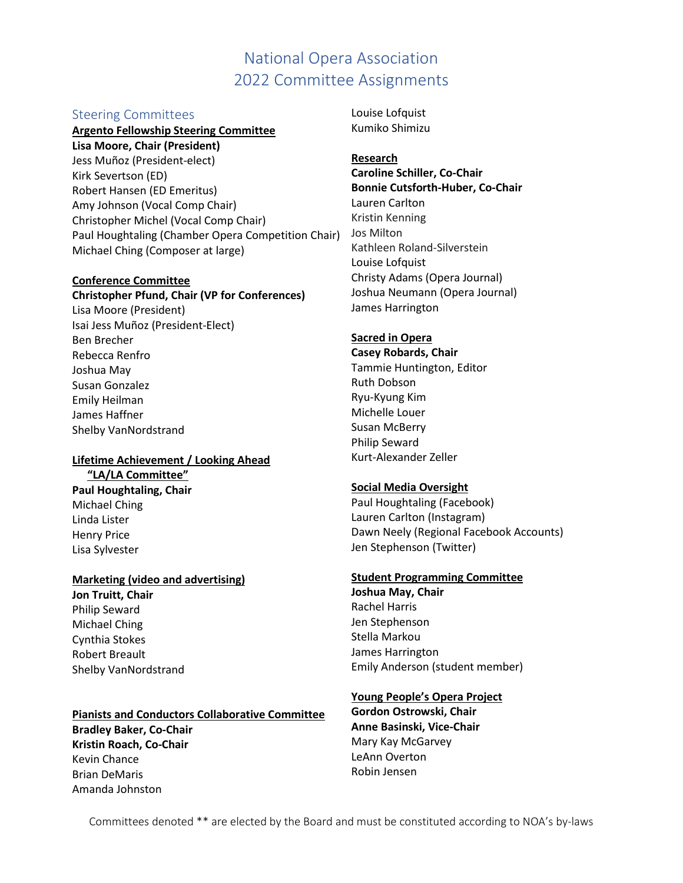# National Opera Association
# 2022 Committee Assignments

## Steering Committees

**Argento Fellowship Steering Committee**

**Lisa Moore, Chair (President)**
Jess Muñoz (President-elect)
Kirk Severtson (ED)
Robert Hansen (ED Emeritus)
Amy Johnson (Vocal Comp Chair)
Christopher Michel (Vocal Comp Chair)
Paul Houghtaling (Chamber Opera Competition Chair)
Michael Ching (Composer at large)

**Conference Committee**

**Christopher Pfund, Chair (VP for Conferences)**
Lisa Moore (President)
Isai Jess Muñoz (President-Elect)
Ben Brecher
Rebecca Renfro
Joshua May
Susan Gonzalez
Emily Heilman
James Haffner
Shelby VanNordstrand

**Lifetime Achievement / Looking Ahead "LA/LA Committee"**

**Paul Houghtaling, Chair**
Michael Ching
Linda Lister
Henry Price
Lisa Sylvester

**Marketing (video and advertising)**

**Jon Truitt, Chair**
Philip Seward
Michael Ching
Cynthia Stokes
Robert Breault
Shelby VanNordstrand

**Pianists and Conductors Collaborative Committee**

**Bradley Baker, Co-Chair**
**Kristin Roach, Co-Chair**
Kevin Chance
Brian DeMaris
Amanda Johnston
Louise Lofquist
Kumiko Shimizu

**Research**

**Caroline Schiller, Co-Chair**
**Bonnie Cutsforth-Huber, Co-Chair**
Lauren Carlton
Kristin Kenning
Jos Milton
Kathleen Roland-Silverstein
Louise Lofquist
Christy Adams (Opera Journal)
Joshua Neumann (Opera Journal)
James Harrington

**Sacred in Opera**

**Casey Robards, Chair**
Tammie Huntington, Editor
Ruth Dobson
Ryu-Kyung Kim
Michelle Louer
Susan McBerry
Philip Seward
Kurt-Alexander Zeller

**Social Media Oversight**

Paul Houghtaling (Facebook)
Lauren Carlton (Instagram)
Dawn Neely (Regional Facebook Accounts)
Jen Stephenson (Twitter)

**Student Programming Committee**

**Joshua May, Chair**
Rachel Harris
Jen Stephenson
Stella Markou
James Harrington
Emily Anderson (student member)

**Young People's Opera Project**

**Gordon Ostrowski, Chair**
**Anne Basinski, Vice-Chair**
Mary Kay McGarvey
LeAnn Overton
Robin Jensen

Committees denoted ** are elected by the Board and must be constituted according to NOA's by-laws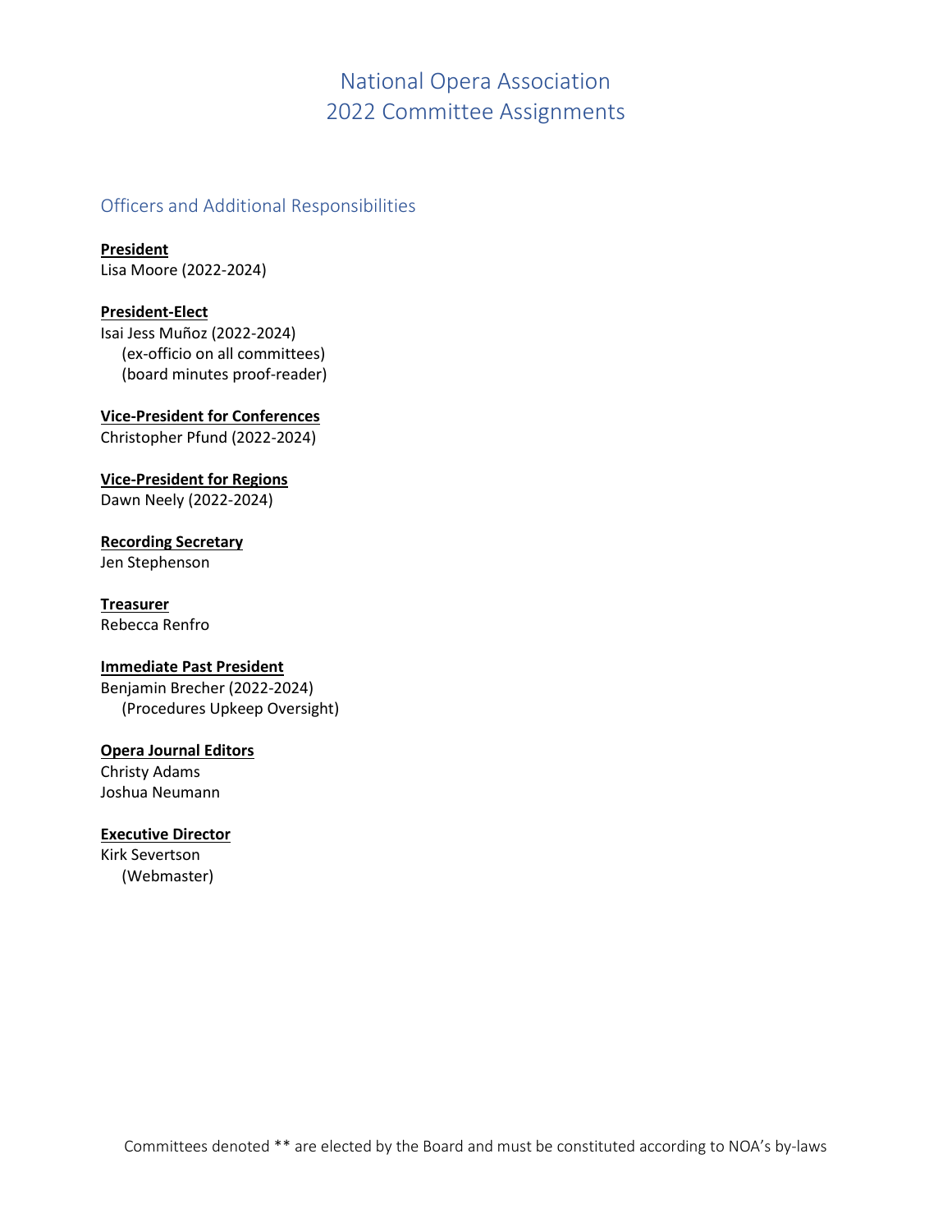# National Opera Association
# 2022 Committee Assignments

## Officers and Additional Responsibilities

**President**
Lisa Moore (2022-2024)

**President-Elect**
Isai Jess Muñoz (2022-2024)
(ex-officio on all committees)
(board minutes proof-reader)

**Vice-President for Conferences**
Christopher Pfund (2022-2024)

**Vice-President for Regions**
Dawn Neely (2022-2024)

**Recording Secretary**
Jen Stephenson

**Treasurer**
Rebecca Renfro

**Immediate Past President**
Benjamin Brecher (2022-2024)
(Procedures Upkeep Oversight)

**Opera Journal Editors**
Christy Adams
Joshua Neumann

**Executive Director**
Kirk Severtson
(Webmaster)

Committees denoted ** are elected by the Board and must be constituted according to NOA's by-laws